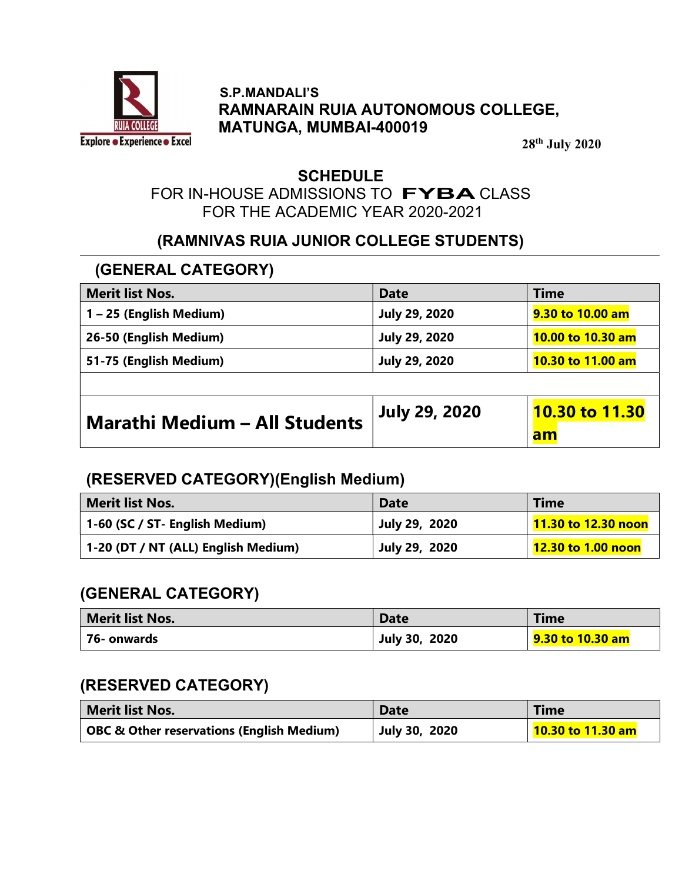S.P.MANDALI'S
**RAMNARAIN RUIA AUTONOMOUS COLLEGE,**
**MATUNGA, MUMBAI-400019**

28th July 2020

# SCHEDULE
## FOR IN-HOUSE ADMISSIONS TO FYBA CLASS FOR THE ACADEMIC YEAR 2020-2021

## (RAMNIVAS RUIA JUNIOR COLLEGE STUDENTS)

### (GENERAL CATEGORY)

| Merit list Nos. | Date | Time |
|---|---|---|
| 1 – 25 (English Medium) | July 29, 2020 | 9.30 to 10.00 am |
| 26-50 (English Medium) | July 29, 2020 | 10.00 to 10.30 am |
| 51-75 (English Medium) | July 29, 2020 | 10.30 to 11.00 am |
| | | |
| **Marathi Medium – All Students** | **July 29, 2020** | **10.30 to 11.30 am** |

### (RESERVED CATEGORY)(English Medium)

| Merit list Nos. | Date | Time |
|---|---|---|
| 1-60 (SC / ST- English Medium) | July 29, 2020 | 11.30 to 12.30 noon |
| 1-20 (DT / NT (ALL) English Medium) | July 29, 2020 | 12.30 to 1.00 noon |

### (GENERAL CATEGORY)

| Merit list Nos. | Date | Time |
|---|---|---|
| 76- onwards | July 30, 2020 | 9.30 to 10.30 am |

### (RESERVED CATEGORY)

| Merit list Nos. | Date | Time |
|---|---|---|
| OBC & Other reservations (English Medium) | July 30, 2020 | 10.30 to 11.30 am |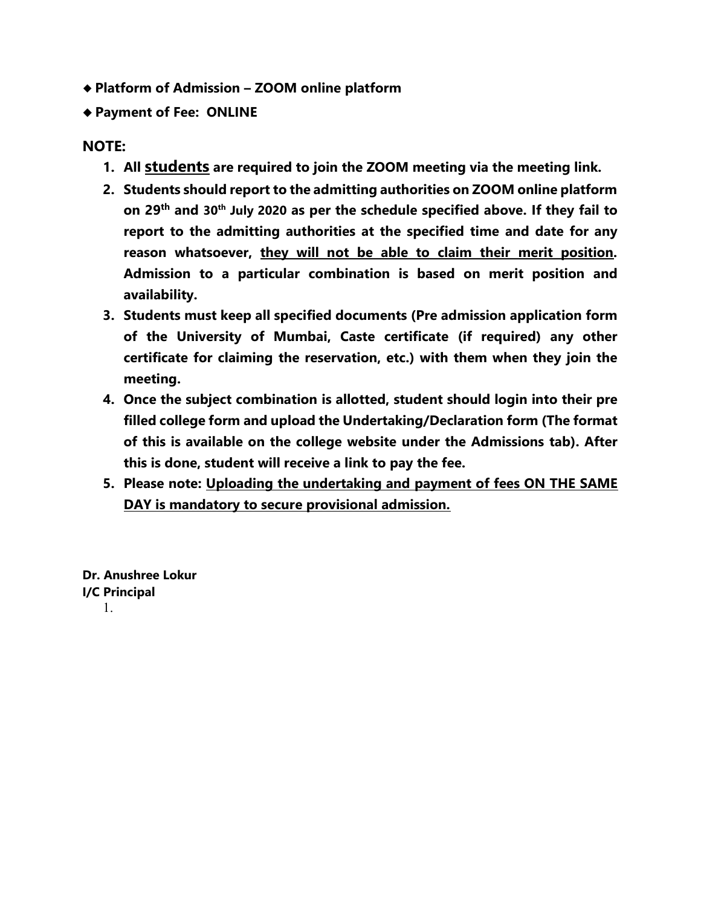- **Platform of Admission – ZOOM online platform**
- **Payment of Fee: ONLINE**

**NOTE:**

1. **All students are required to join the ZOOM meeting via the meeting link.**
2. **Students should report to the admitting authorities on ZOOM online platform on 29th and 30th July 2020 as per the schedule specified above. If they fail to report to the admitting authorities at the specified time and date for any reason whatsoever, they will not be able to claim their merit position. Admission to a particular combination is based on merit position and availability.**
3. **Students must keep all specified documents (Pre admission application form of the University of Mumbai, Caste certificate (if required) any other certificate for claiming the reservation, etc.) with them when they join the meeting.**
4. **Once the subject combination is allotted, student should login into their pre filled college form and upload the Undertaking/Declaration form (The format of this is available on the college website under the Admissions tab). After this is done, student will receive a link to pay the fee.**
5. **Please note: Uploading the undertaking and payment of fees ON THE SAME DAY is mandatory to secure provisional admission.**

**Dr. Anushree Lokur**
**I/C Principal**

1.